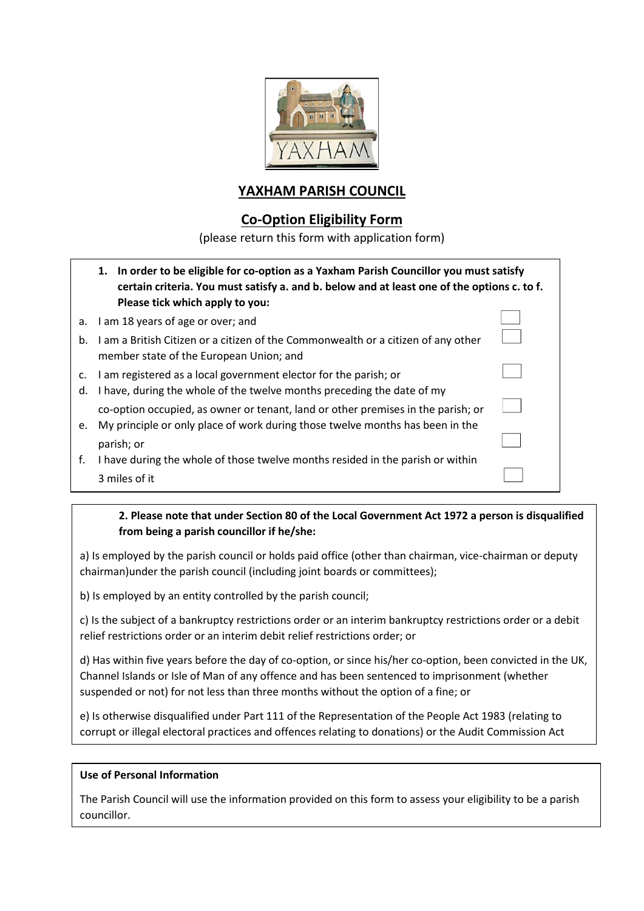# YAXHAM PARISH COUNCIL

## Co-Option Eligibility Form

(please return this form with application form)

**1. In order to be eligible for co-option as a Yaxham Parish Councillor you must satisfy certain criteria. You must satisfy a. and b. below and at least one of the options c. to f. Please tick which apply to you:**

a. I am 18 years of age or over; and ☐

b. I am a British Citizen or a citizen of the Commonwealth or a citizen of any other member state of the European Union; and ☐

c. I am registered as a local government elector for the parish; or ☐

d. I have, during the whole of the twelve months preceding the date of my co-option occupied, as owner or tenant, land or other premises in the parish; or ☐

e. My principle or only place of work during those twelve months has been in the parish; or ☐

f. I have during the whole of those twelve months resided in the parish or within 3 miles of it ☐

**2. Please note that under Section 80 of the Local Government Act 1972 a person is disqualified from being a parish councillor if he/she:**

a) Is employed by the parish council or holds paid office (other than chairman, vice-chairman or deputy chairman)under the parish council (including joint boards or committees);

b) Is employed by an entity controlled by the parish council;

c) Is the subject of a bankruptcy restrictions order or an interim bankruptcy restrictions order or a debit relief restrictions order or an interim debit relief restrictions order; or

d) Has within five years before the day of co-option, or since his/her co-option, been convicted in the UK, Channel Islands or Isle of Man of any offence and has been sentenced to imprisonment (whether suspended or not) for not less than three months without the option of a fine; or

e) Is otherwise disqualified under Part 111 of the Representation of the People Act 1983 (relating to corrupt or illegal electoral practices and offences relating to donations) or the Audit Commission Act

**Use of Personal Information**

The Parish Council will use the information provided on this form to assess your eligibility to be a parish councillor.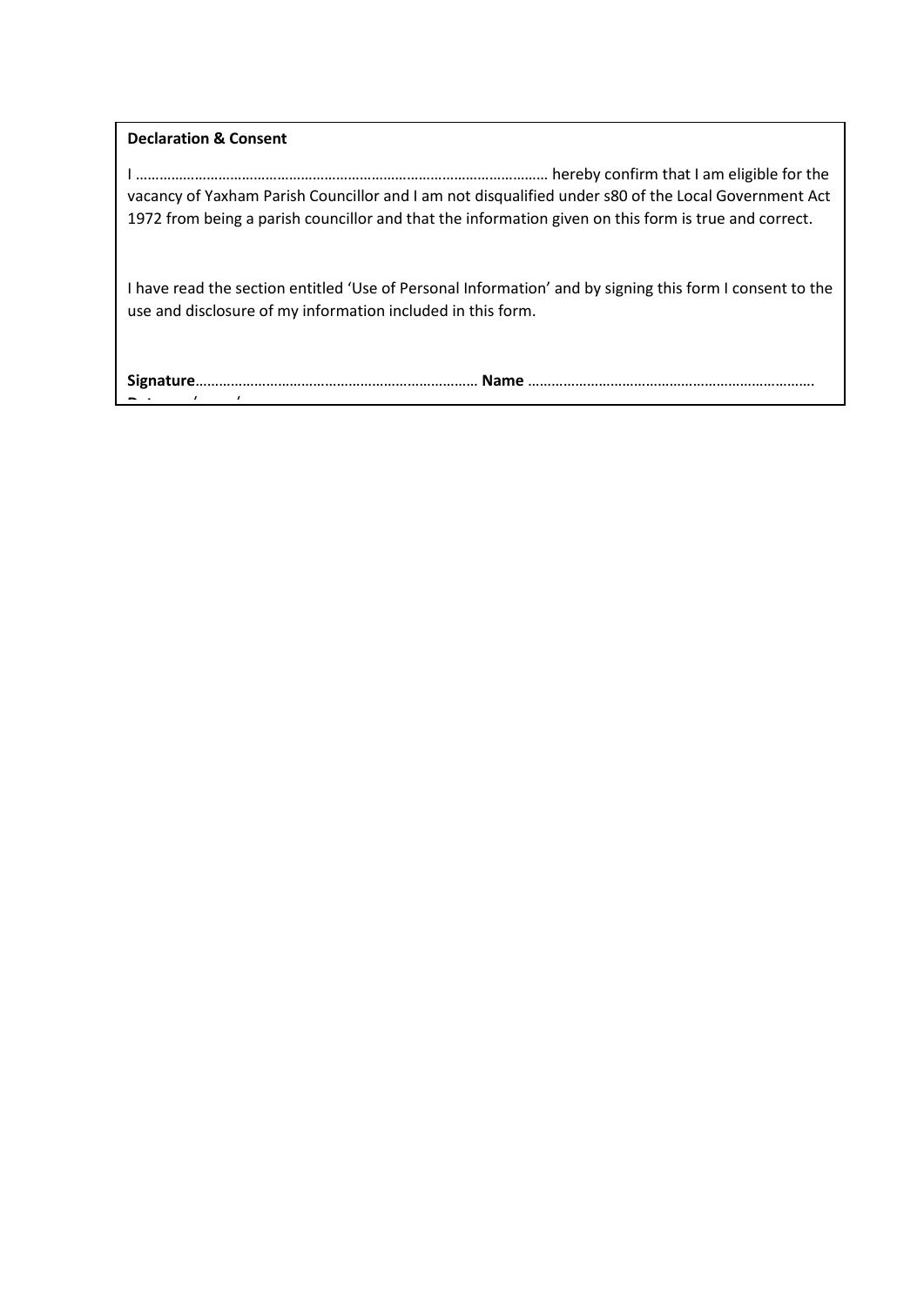**Declaration & Consent**

I ……………………………………………………………………………………………… hereby confirm that I am eligible for the vacancy of Yaxham Parish Councillor and I am not disqualified under s80 of the Local Government Act 1972 from being a parish councillor and that the information given on this form is true and correct.

I have read the section entitled 'Use of Personal Information' and by signing this form I consent to the use and disclosure of my information included in this form.

**Signature**……………………………………………………………… **Name** ………………………………………………………………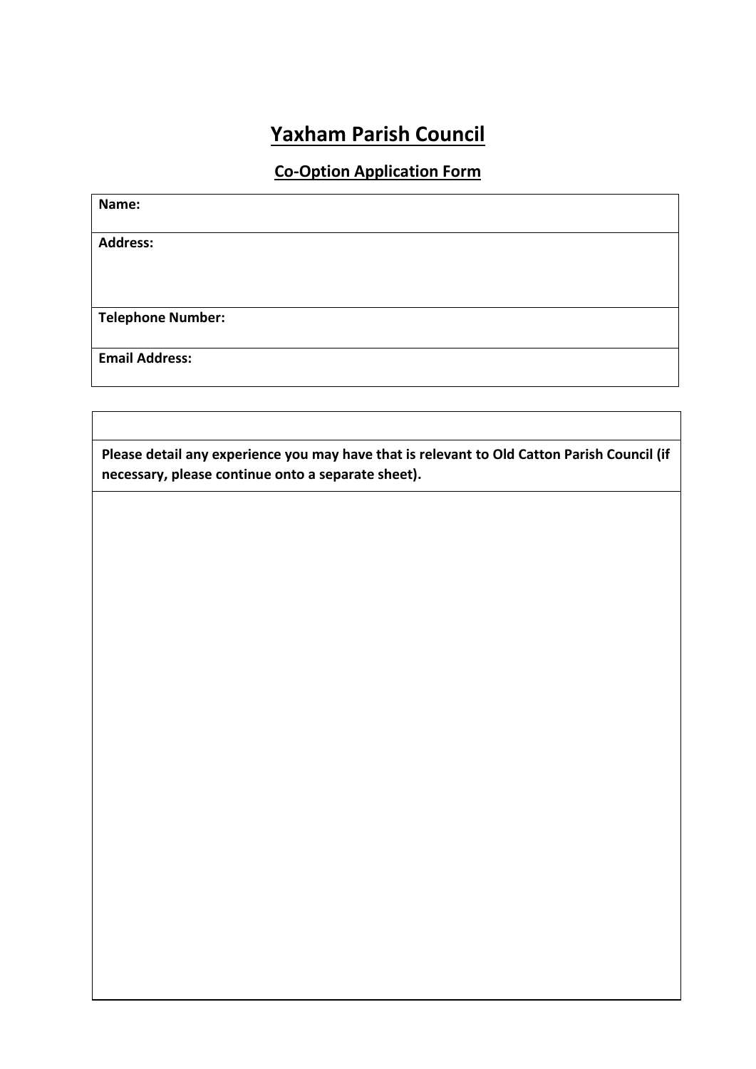# Yaxham Parish Council

## Co-Option Application Form

| **Name:** |
|---|
| **Address:** |
| **Telephone Number:** |
| **Email Address:** |

| |
|---|
| **Please detail any experience you may have that is relevant to Old Catton Parish Council (if necessary, please continue onto a separate sheet).** |
| |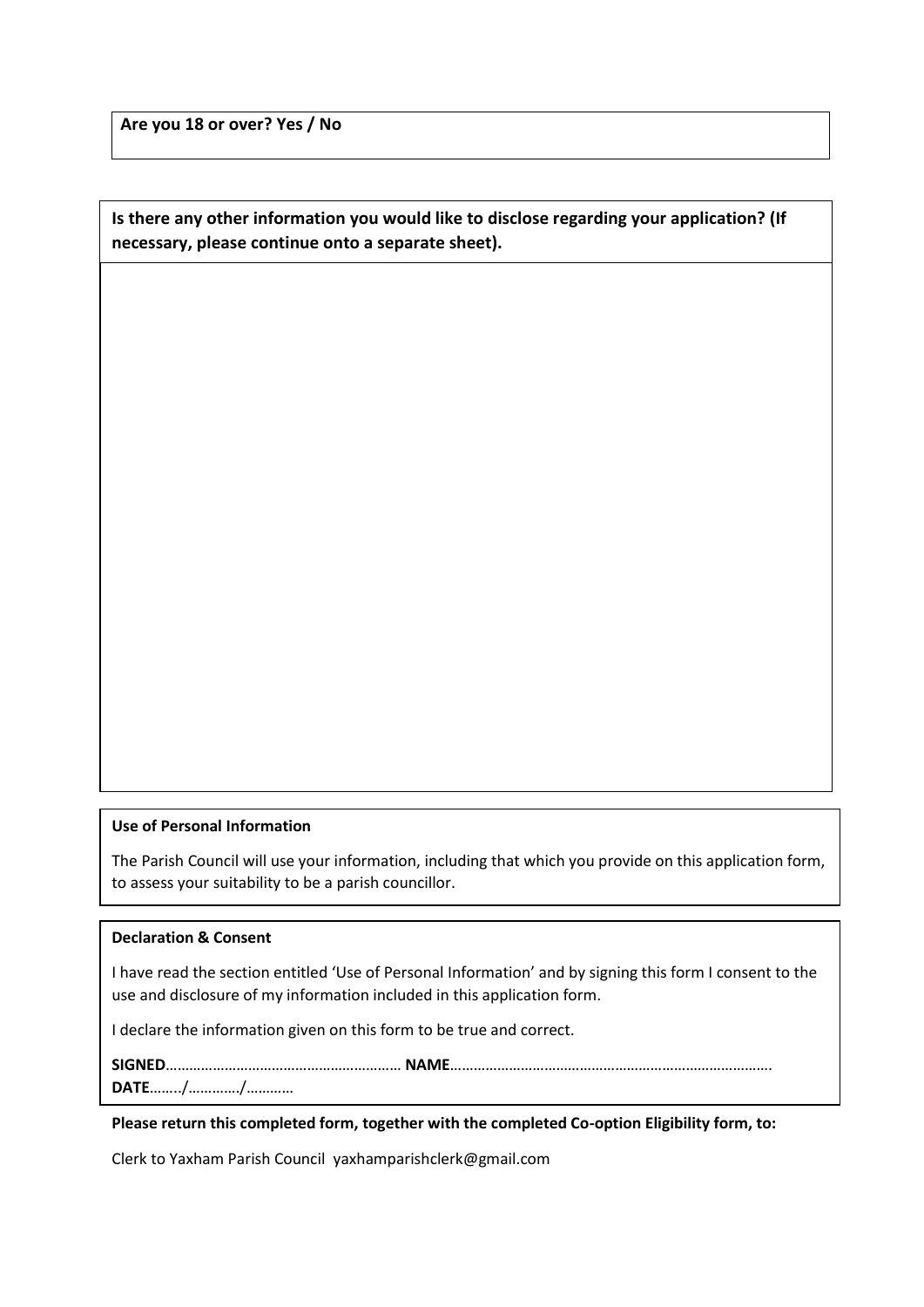**Are you 18 or over? Yes / No**

**Is there any other information you would like to disclose regarding your application? (If necessary, please continue onto a separate sheet).**

**Use of Personal Information**

The Parish Council will use your information, including that which you provide on this application form, to assess your suitability to be a parish councillor.

**Declaration & Consent**

I have read the section entitled 'Use of Personal Information' and by signing this form I consent to the use and disclosure of my information included in this application form.

I declare the information given on this form to be true and correct.

**SIGNED**…………………………………………………… **NAME**………………………………………………………………………. **DATE**……../…………/…………

**Please return this completed form, together with the completed Co-option Eligibility form, to:**

Clerk to Yaxham Parish Council yaxhamparishclerk@gmail.com